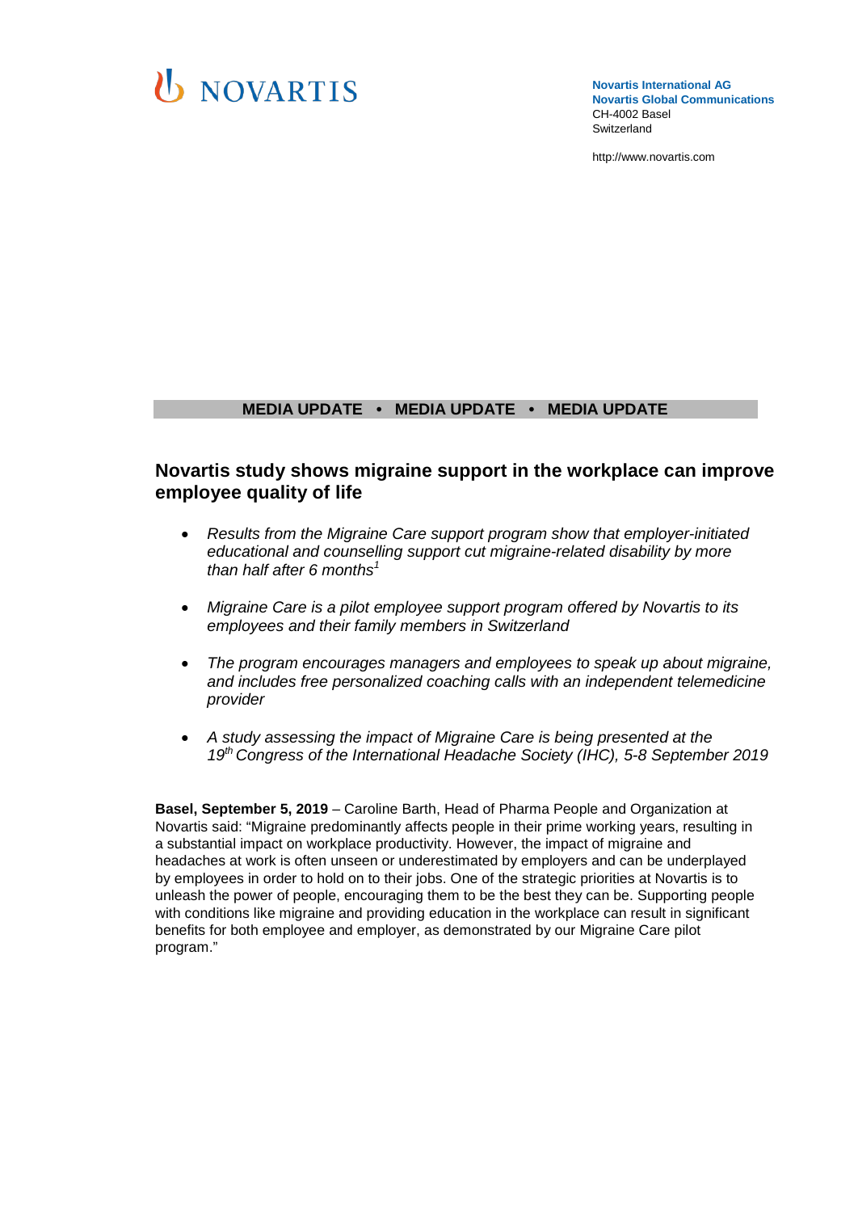NOVARTIS

**Novartis International AG**
**Novartis Global Communications**
CH-4002 Basel
Switzerland

http://www.novartis.com

**MEDIA UPDATE • MEDIA UPDATE • MEDIA UPDATE**

## Novartis study shows migraine support in the workplace can improve employee quality of life

- *Results from the Migraine Care support program show that employer-initiated educational and counselling support cut migraine-related disability by more than half after 6 months*[1]
- *Migraine Care is a pilot employee support program offered by Novartis to its employees and their family members in Switzerland*
- *The program encourages managers and employees to speak up about migraine, and includes free personalized coaching calls with an independent telemedicine provider*
- *A study assessing the impact of Migraine Care is being presented at the 19th Congress of the International Headache Society (IHC), 5-8 September 2019*

**Basel, September 5, 2019** – Caroline Barth, Head of Pharma People and Organization at Novartis said: "Migraine predominantly affects people in their prime working years, resulting in a substantial impact on workplace productivity. However, the impact of migraine and headaches at work is often unseen or underestimated by employers and can be underplayed by employees in order to hold on to their jobs. One of the strategic priorities at Novartis is to unleash the power of people, encouraging them to be the best they can be. Supporting people with conditions like migraine and providing education in the workplace can result in significant benefits for both employee and employer, as demonstrated by our Migraine Care pilot program."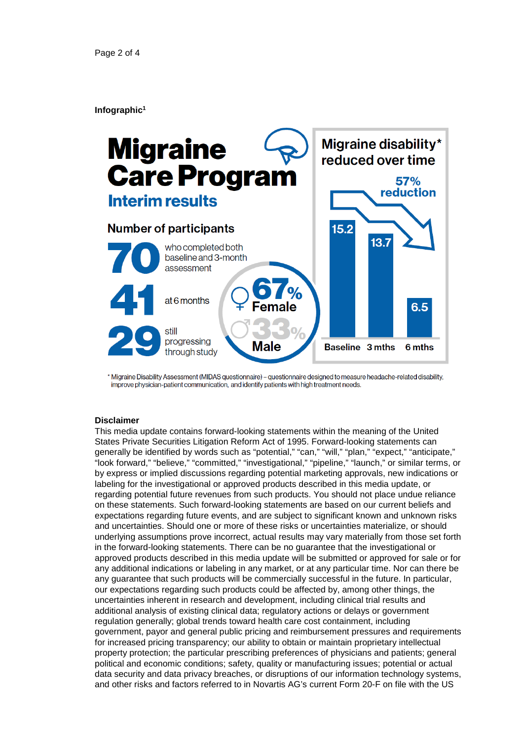**Infographic[1]**

# Migraine Care Program

## Interim results

### Number of participants

**70** who completed both baseline and 3-month assessment

**41** at 6 months

**29** still progressing through study

**67%** Female

**33%** Male

### Migraine disability* reduced over time

**57% reduction**

| Baseline | 3 mths | 6 mths |
|---|---|---|
| 15.2 | 13.7 | 6.5 |

\* Migraine Disability Assessment (MIDAS questionnaire) – questionnaire designed to measure headache-related disability, improve physician-patient communication, and identify patients with high treatment needs.

**Disclaimer**

This media update contains forward-looking statements within the meaning of the United States Private Securities Litigation Reform Act of 1995. Forward-looking statements can generally be identified by words such as "potential," "can," "will," "plan," "expect," "anticipate," "look forward," "believe," "committed," "investigational," "pipeline," "launch," or similar terms, or by express or implied discussions regarding potential marketing approvals, new indications or labeling for the investigational or approved products described in this media update, or regarding potential future revenues from such products. You should not place undue reliance on these statements. Such forward-looking statements are based on our current beliefs and expectations regarding future events, and are subject to significant known and unknown risks and uncertainties. Should one or more of these risks or uncertainties materialize, or should underlying assumptions prove incorrect, actual results may vary materially from those set forth in the forward-looking statements. There can be no guarantee that the investigational or approved products described in this media update will be submitted or approved for sale or for any additional indications or labeling in any market, or at any particular time. Nor can there be any guarantee that such products will be commercially successful in the future. In particular, our expectations regarding such products could be affected by, among other things, the uncertainties inherent in research and development, including clinical trial results and additional analysis of existing clinical data; regulatory actions or delays or government regulation generally; global trends toward health care cost containment, including government, payor and general public pricing and reimbursement pressures and requirements for increased pricing transparency; our ability to obtain or maintain proprietary intellectual property protection; the particular prescribing preferences of physicians and patients; general political and economic conditions; safety, quality or manufacturing issues; potential or actual data security and data privacy breaches, or disruptions of our information technology systems, and other risks and factors referred to in Novartis AG's current Form 20-F on file with the US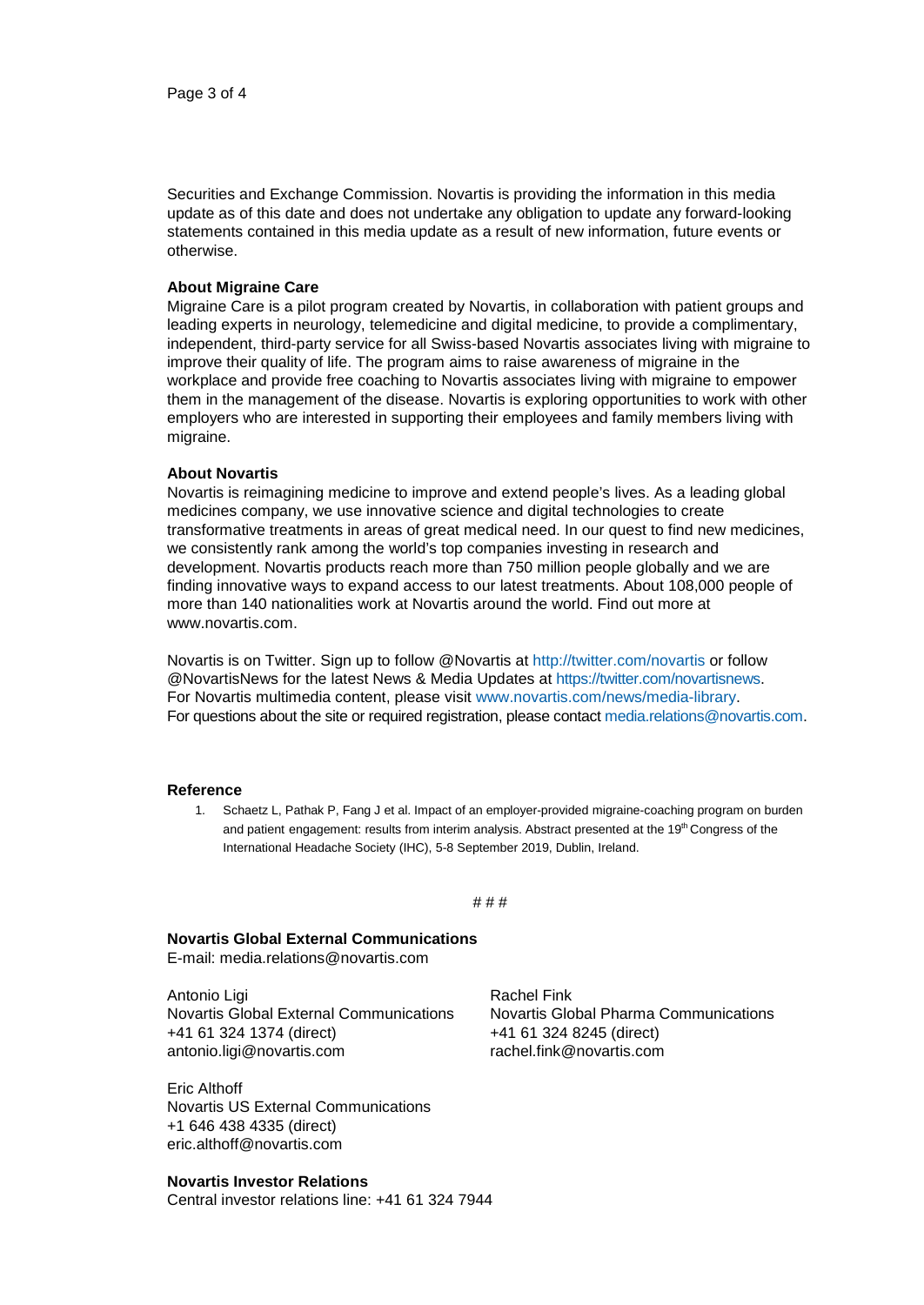Securities and Exchange Commission. Novartis is providing the information in this media update as of this date and does not undertake any obligation to update any forward-looking statements contained in this media update as a result of new information, future events or otherwise.

**About Migraine Care**

Migraine Care is a pilot program created by Novartis, in collaboration with patient groups and leading experts in neurology, telemedicine and digital medicine, to provide a complimentary, independent, third-party service for all Swiss-based Novartis associates living with migraine to improve their quality of life. The program aims to raise awareness of migraine in the workplace and provide free coaching to Novartis associates living with migraine to empower them in the management of the disease. Novartis is exploring opportunities to work with other employers who are interested in supporting their employees and family members living with migraine.

**About Novartis**

Novartis is reimagining medicine to improve and extend people's lives. As a leading global medicines company, we use innovative science and digital technologies to create transformative treatments in areas of great medical need. In our quest to find new medicines, we consistently rank among the world's top companies investing in research and development. Novartis products reach more than 750 million people globally and we are finding innovative ways to expand access to our latest treatments. About 108,000 people of more than 140 nationalities work at Novartis around the world. Find out more at www.novartis.com.

Novartis is on Twitter. Sign up to follow @Novartis at http://twitter.com/novartis or follow @NovartisNews for the latest News & Media Updates at https://twitter.com/novartisnews.
For Novartis multimedia content, please visit www.novartis.com/news/media-library.
For questions about the site or required registration, please contact media.relations@novartis.com.

**Reference**

1. Schaetz L, Pathak P, Fang J et al. Impact of an employer-provided migraine-coaching program on burden and patient engagement: results from interim analysis. Abstract presented at the 19th Congress of the International Headache Society (IHC), 5-8 September 2019, Dublin, Ireland.

# # #

**Novartis Global External Communications**
E-mail: media.relations@novartis.com

Antonio Ligi
Novartis Global External Communications
+41 61 324 1374 (direct)
antonio.ligi@novartis.com

Rachel Fink
Novartis Global Pharma Communications
+41 61 324 8245 (direct)
rachel.fink@novartis.com

Eric Althoff
Novartis US External Communications
+1 646 438 4335 (direct)
eric.althoff@novartis.com

**Novartis Investor Relations**
Central investor relations line: +41 61 324 7944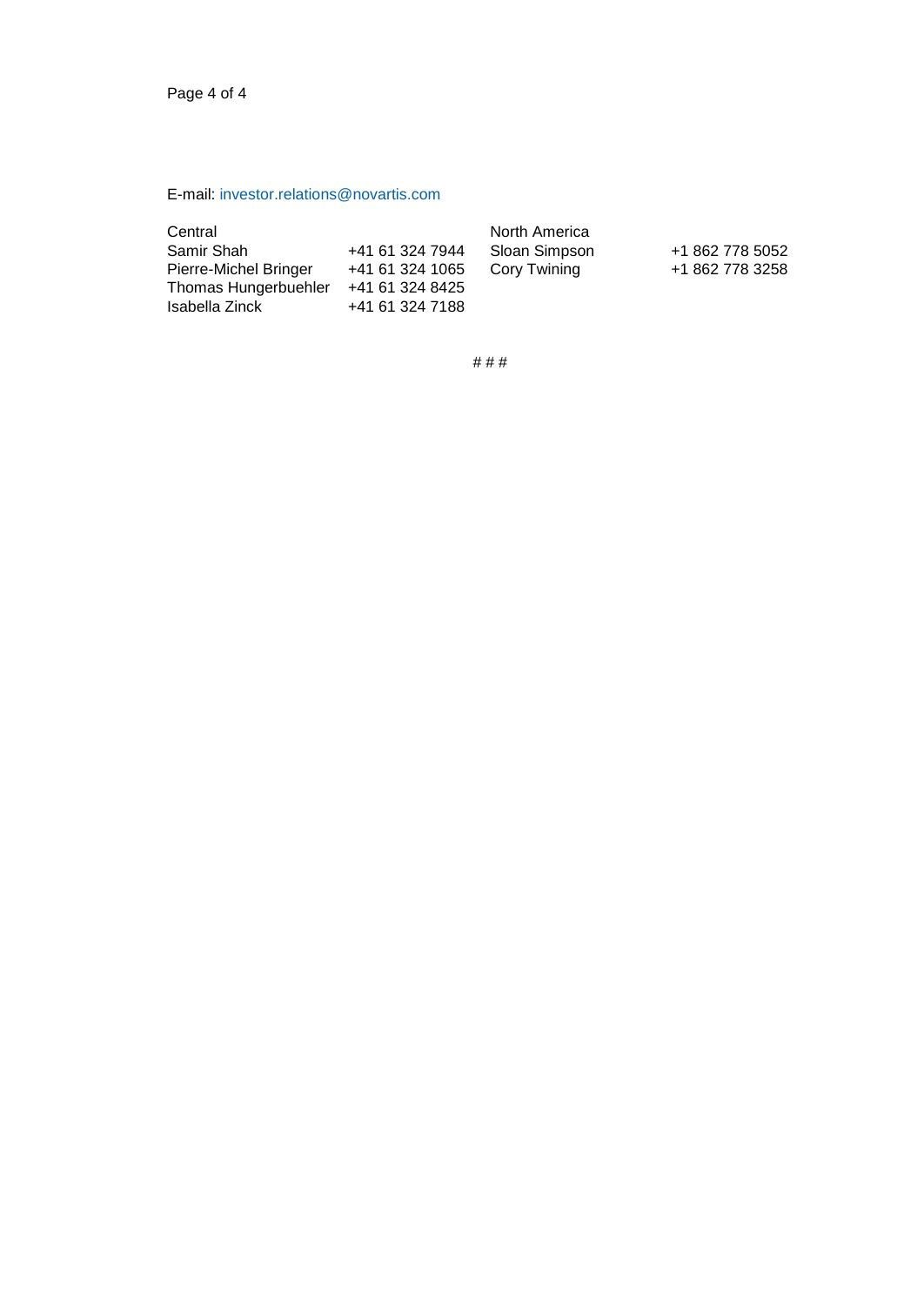E-mail: investor.relations@novartis.com

| | | | |
|---|---|---|---|
| Central | | North America | |
| Samir Shah | +41 61 324 7944 | Sloan Simpson | +1 862 778 5052 |
| Pierre-Michel Bringer | +41 61 324 1065 | Cory Twining | +1 862 778 3258 |
| Thomas Hungerbuehler | +41 61 324 8425 | | |
| Isabella Zinck | +41 61 324 7188 | | |

# # #